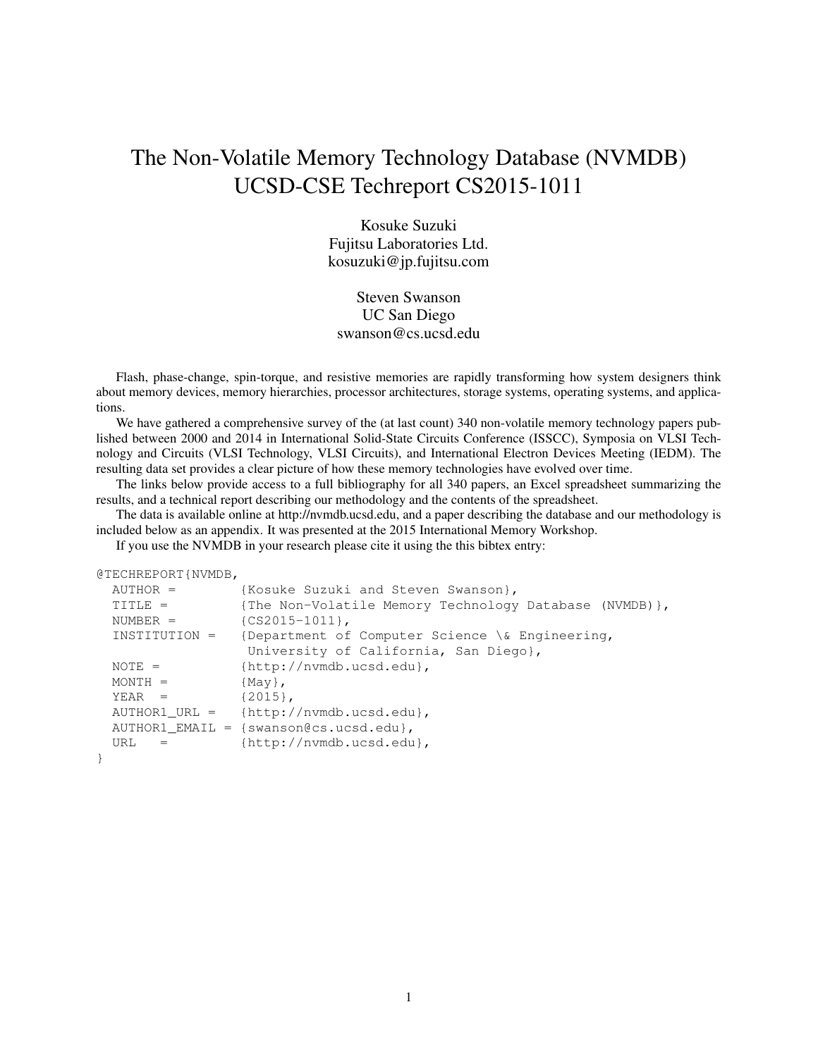# The Non-Volatile Memory Technology Database (NVMDB) UCSD-CSE Techreport CS2015-1011

Kosuke Suzuki
Fujitsu Laboratories Ltd.
kosuzuki@jp.fujitsu.com

Steven Swanson
UC San Diego
swanson@cs.ucsd.edu

Flash, phase-change, spin-torque, and resistive memories are rapidly transforming how system designers think about memory devices, memory hierarchies, processor architectures, storage systems, operating systems, and applications.

We have gathered a comprehensive survey of the (at last count) 340 non-volatile memory technology papers published between 2000 and 2014 in International Solid-State Circuits Conference (ISSCC), Symposia on VLSI Technology and Circuits (VLSI Technology, VLSI Circuits), and International Electron Devices Meeting (IEDM). The resulting data set provides a clear picture of how these memory technologies have evolved over time.

The links below provide access to a full bibliography for all 340 papers, an Excel spreadsheet summarizing the results, and a technical report describing our methodology and the contents of the spreadsheet.

The data is available online at http://nvmdb.ucsd.edu, and a paper describing the database and our methodology is included below as an appendix. It was presented at the 2015 International Memory Workshop.

If you use the NVMDB in your research please cite it using the this bibtex entry:

```
@TECHREPORT{NVMDB,
  AUTHOR =        {Kosuke Suzuki and Steven Swanson},
  TITLE =         {The Non-Volatile Memory Technology Database (NVMDB)},
  NUMBER =        {CS2015-1011},
  INSTITUTION =   {Department of Computer Science \& Engineering,
                   University of California, San Diego},
  NOTE =          {http://nvmdb.ucsd.edu},
  MONTH =         {May},
  YEAR  =         {2015},
  AUTHOR1_URL =   {http://nvmdb.ucsd.edu},
  AUTHOR1_EMAIL = {swanson@cs.ucsd.edu},
  URL   =         {http://nvmdb.ucsd.edu},
}
```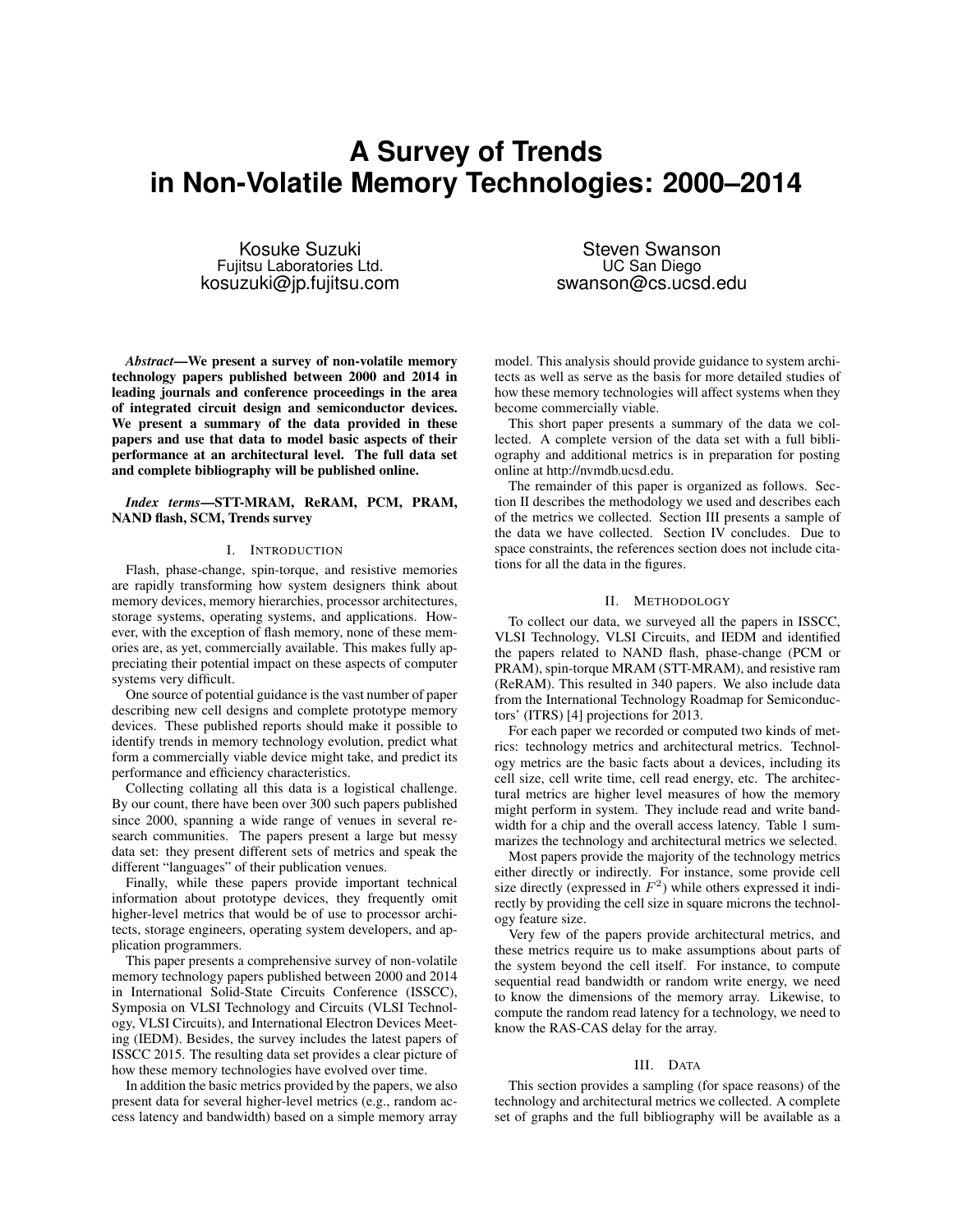# A Survey of Trends in Non-Volatile Memory Technologies: 2000–2014

Kosuke Suzuki
Fujitsu Laboratories Ltd.
kosuzuki@jp.fujitsu.com

Steven Swanson
UC San Diego
swanson@cs.ucsd.edu

***Abstract*—We present a survey of non-volatile memory technology papers published between 2000 and 2014 in leading journals and conference proceedings in the area of integrated circuit design and semiconductor devices. We present a summary of the data provided in these papers and use that data to model basic aspects of their performance at an architectural level. The full data set and complete bibliography will be published online.**

***Index terms*—STT-MRAM, ReRAM, PCM, PRAM, NAND flash, SCM, Trends survey**

## I. Introduction

Flash, phase-change, spin-torque, and resistive memories are rapidly transforming how system designers think about memory devices, memory hierarchies, processor architectures, storage systems, operating systems, and applications. However, with the exception of flash memory, none of these memories are, as yet, commercially available. This makes fully appreciating their potential impact on these aspects of computer systems very difficult.

One source of potential guidance is the vast number of paper describing new cell designs and complete prototype memory devices. These published reports should make it possible to identify trends in memory technology evolution, predict what form a commercially viable device might take, and predict its performance and efficiency characteristics.

Collecting collating all this data is a logistical challenge. By our count, there have been over 300 such papers published since 2000, spanning a wide range of venues in several research communities. The papers present a large but messy data set: they present different sets of metrics and speak the different "languages" of their publication venues.

Finally, while these papers provide important technical information about prototype devices, they frequently omit higher-level metrics that would be of use to processor architects, storage engineers, operating system developers, and application programmers.

This paper presents a comprehensive survey of non-volatile memory technology papers published between 2000 and 2014 in International Solid-State Circuits Conference (ISSCC), Symposia on VLSI Technology and Circuits (VLSI Technology, VLSI Circuits), and International Electron Devices Meeting (IEDM). Besides, the survey includes the latest papers of ISSCC 2015. The resulting data set provides a clear picture of how these memory technologies have evolved over time.

In addition the basic metrics provided by the papers, we also present data for several higher-level metrics (e.g., random access latency and bandwidth) based on a simple memory array model. This analysis should provide guidance to system architects as well as serve as the basis for more detailed studies of how these memory technologies will affect systems when they become commercially viable.

This short paper presents a summary of the data we collected. A complete version of the data set with a full bibliography and additional metrics is in preparation for posting online at http://nvmdb.ucsd.edu.

The remainder of this paper is organized as follows. Section II describes the methodology we used and describes each of the metrics we collected. Section III presents a sample of the data we have collected. Section IV concludes. Due to space constraints, the references section does not include citations for all the data in the figures.

## II. Methodology

To collect our data, we surveyed all the papers in ISSCC, VLSI Technology, VLSI Circuits, and IEDM and identified the papers related to NAND flash, phase-change (PCM or PRAM), spin-torque MRAM (STT-MRAM), and resistive ram (ReRAM). This resulted in 340 papers. We also include data from the International Technology Roadmap for Semiconductors' (ITRS) [4] projections for 2013.

For each paper we recorded or computed two kinds of metrics: technology metrics and architectural metrics. Technology metrics are the basic facts about a devices, including its cell size, cell write time, cell read energy, etc. The architectural metrics are higher level measures of how the memory might perform in system. They include read and write bandwidth for a chip and the overall access latency. Table 1 summarizes the technology and architectural metrics we selected.

Most papers provide the majority of the technology metrics either directly or indirectly. For instance, some provide cell size directly (expressed in $F^2$) while others expressed it indirectly by providing the cell size in square microns the technology feature size.

Very few of the papers provide architectural metrics, and these metrics require us to make assumptions about parts of the system beyond the cell itself. For instance, to compute sequential read bandwidth or random write energy, we need to know the dimensions of the memory array. Likewise, to compute the random read latency for a technology, we need to know the RAS-CAS delay for the array.

## III. Data

This section provides a sampling (for space reasons) of the technology and architectural metrics we collected. A complete set of graphs and the full bibliography will be available as a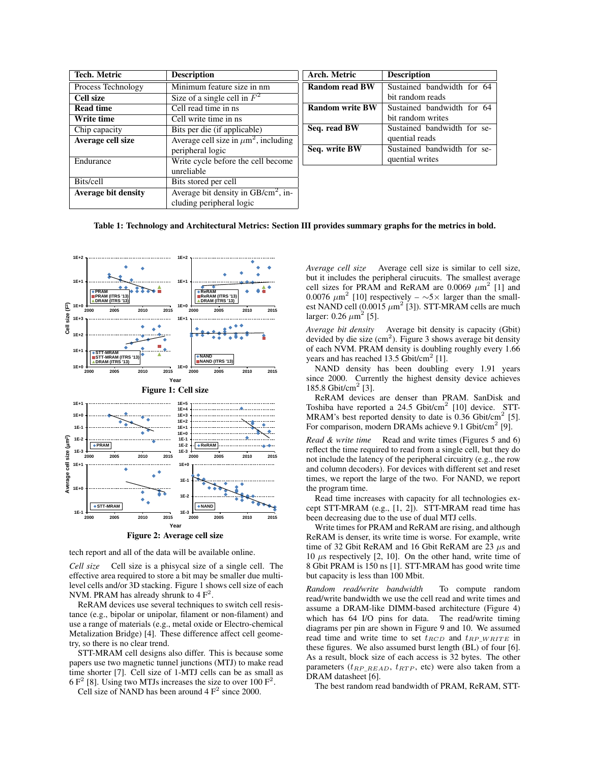| Tech. Metric | Description |
|---|---|
| Process Technology | Minimum feature size in nm |
| **Cell size** | Size of a single cell in $F^2$ |
| **Read time** | Cell read time in ns |
| **Write time** | Cell write time in ns |
| Chip capacity | Bits per die (if applicable) |
| **Average cell size** | Average cell size in $\mu$m$^2$, including peripheral logic |
| Endurance | Write cycle before the cell become unreliable |
| Bits/cell | Bits stored per cell |
| **Average bit density** | Average bit density in GB/cm$^2$, including peripheral logic |

| Arch. Metric | Description |
|---|---|
| **Random read BW** | Sustained bandwidth for 64 bit random reads |
| **Random write BW** | Sustained bandwidth for 64 bit random writes |
| **Seq. read BW** | Sustained bandwidth for sequential reads |
| **Seq. write BW** | Sustained bandwidth for sequential writes |

**Table 1: Technology and Architectural Metrics: Section III provides summary graphs for the metrics in bold.**

**Figure 1: Cell size**

**Figure 2: Average cell size**

tech report and all of the data will be available online.

*Cell size* Cell size is a phisycal size of a single cell. The effective area required to store a bit may be smaller due multilevel cells and/or 3D stacking. Figure 1 shows cell size of each NVM. PRAM has already shrunk to 4 F$^2$.

ReRAM devices use several techniques to switch cell resistance (e.g., bipolar or unipolar, filament or non-filament) and use a range of materials (e.g., metal oxide or Electro-chemical Metalization Bridge) [4]. These difference affect cell geometry, so there is no clear trend.

STT-MRAM cell designs also differ. This is because some papers use two magnetic tunnel junctions (MTJ) to make read time shorter [7]. Cell size of 1-MTJ cells can be as small as 6 F$^2$ [8]. Using two MTJs increases the size to over 100 F$^2$.

Cell size of NAND has been around 4 F$^2$ since 2000.

*Average cell size* Average cell size is similar to cell size, but it includes the peripheral cirucuits. The smallest average cell sizes for PRAM and ReRAM are 0.0069 $\mu$m$^2$ [1] and 0.0076 $\mu$m$^2$ [10] respectively – $\sim$5$\times$ larger than the smallest NAND cell (0.0015 $\mu$m$^2$ [3]). STT-MRAM cells are much larger: 0.26 $\mu$m$^2$ [5].

*Average bit density* Average bit density is capacity (Gbit) devided by die size (cm$^2$). Figure 3 shows average bit density of each NVM. PRAM density is doubling roughly every 1.66 years and has reached 13.5 Gbit/cm$^2$ [1].

NAND density has been doubling every 1.91 years since 2000. Currently the highest density device achieves 185.8 Gbit/cm$^2$ [3].

ReRAM devices are denser than PRAM. SanDisk and Toshiba have reported a 24.5 Gbit/cm$^2$ [10] device. STT-MRAM's best reported density to date is 0.36 Gbit/cm$^2$ [5]. For comparison, modern DRAMs achieve 9.1 Gbit/cm$^2$ [9].

*Read & write time* Read and write times (Figures 5 and 6) reflect the time required to read from a single cell, but they do not include the latency of the peripheral circuitry (e.g., the row and column decoders). For devices with different set and reset times, we report the large of the two. For NAND, we report the program time.

Read time increases with capacity for all technologies except STT-MRAM (e.g., [1, 2]). STT-MRAM read time has been decreasing due to the use of dual MTJ cells.

Write times for PRAM and ReRAM are rising, and although ReRAM is denser, its write time is worse. For example, write time of 32 Gbit ReRAM and 16 Gbit ReRAM are 23 $\mu$s and 10 $\mu$s respectively [2, 10]. On the other hand, write time of 8 Gbit PRAM is 150 ns [1]. STT-MRAM has good write time but capacity is less than 100 Mbit.

*Random read/write bandwidth* To compute random read/write bandwidth we use the cell read and write times and assume a DRAM-like DIMM-based architecture (Figure 4) which has 64 I/O pins for data. The read/write timing diagrams per pin are shown in Figure 9 and 10. We assumed read time and write time to set $t_{RCD}$ and $t_{RP\_WRITE}$ in these figures. We also assumed burst length (BL) of four [6]. As a result, block size of each access is 32 bytes. The other parameters ($t_{RP\_READ}$, $t_{RTP}$, etc) were also taken from a DRAM datasheet [6].

The best random read bandwidth of PRAM, ReRAM, STT-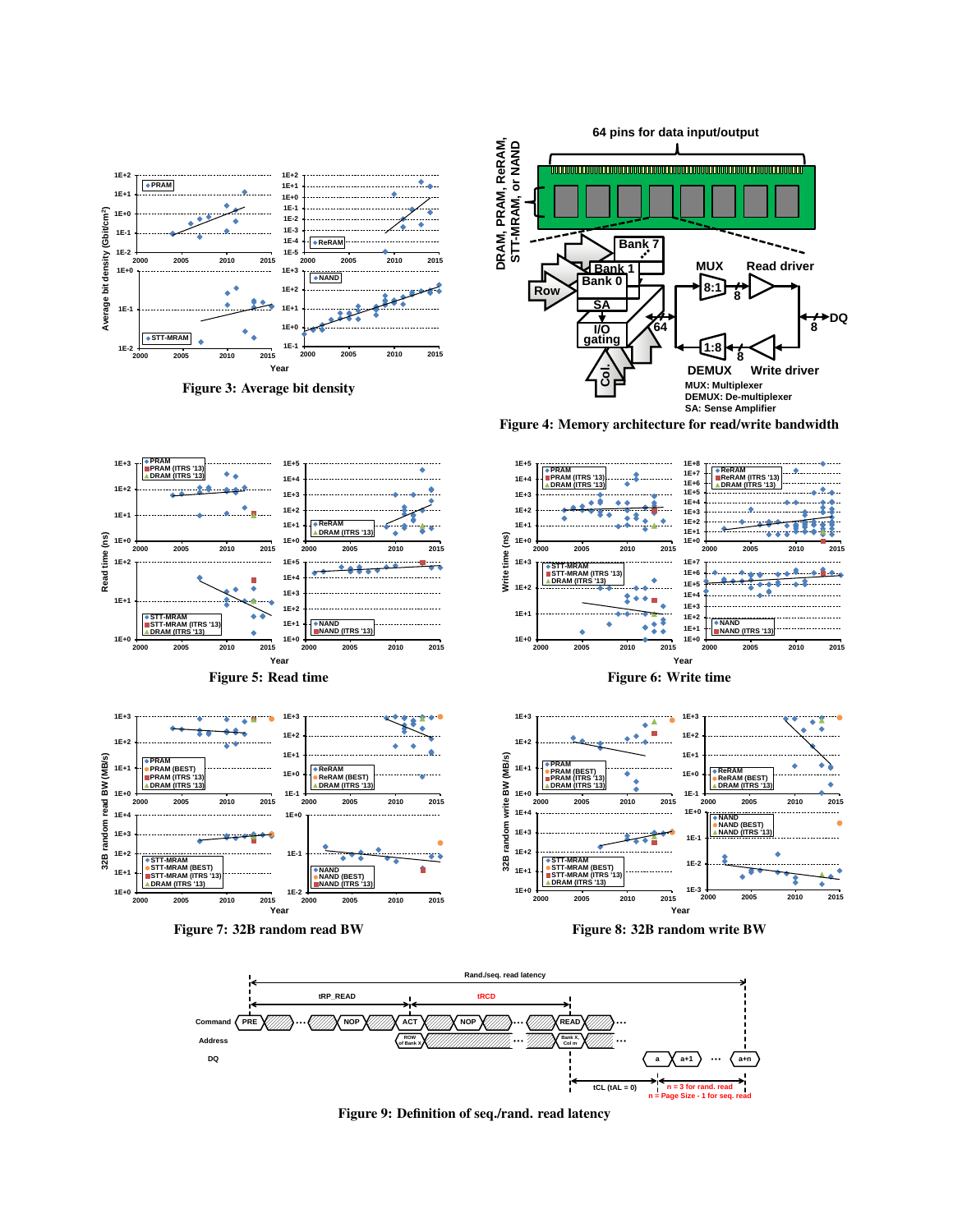Figure 3: Average bit density

Figure 4: Memory architecture for read/write bandwidth

Figure 5: Read time

Figure 6: Write time

Figure 7: 32B random read BW

Figure 8: 32B random write BW

Figure 9: Definition of seq./rand. read latency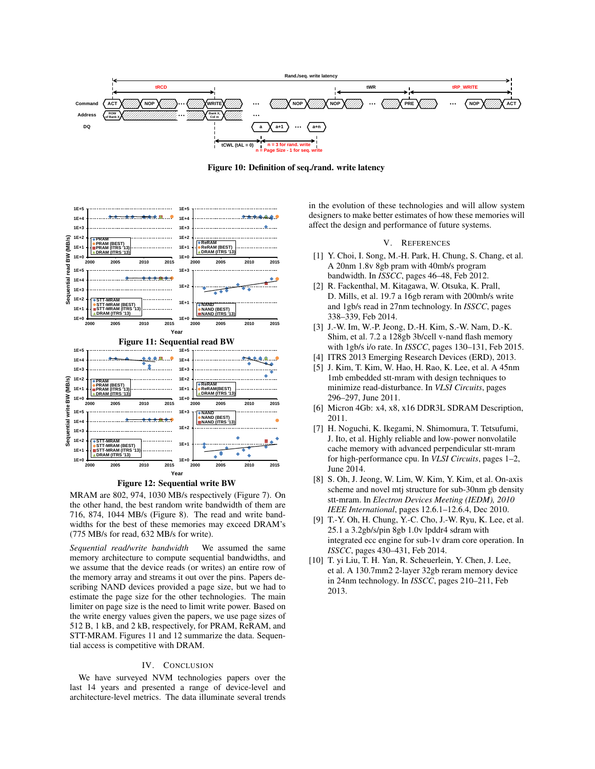Rand./seq. write latency

tRCD

tWR

tRP_WRITE

Command: ACT, NOP, ..., WRITE, ..., NOP, NOP, ..., PRE, ..., NOP, ACT

Address: ROW of Bank X, ..., Bank X, Col m, ...

DQ: a, a+1, ..., a+n

tCWL (tAL = 0)

n = 3 for rand. write

n = Page Size - 1 for seq. write

**Figure 10: Definition of seq./rand. write latency**

Sequential read BW (MB/s)

PRAM, PRAM (BEST), PRAM (ITRS '13), DRAM (ITRS '13)

ReRAM, ReRAM (BEST), DRAM (ITRS '13)

STT-MRAM, STT-MRAM (BEST), STT-MRAM (ITRS '13), DRAM (ITRS '13)

NAND, NAND (BEST), NAND (ITRS '13)

Year

**Figure 11: Sequential read BW**

Sequential write BW (MB/s)

PRAM, PRAM (BEST), PRAM (ITRS '13), DRAM (ITRS '13)

ReRAM, ReRAM(BEST), DRAM (ITRS '13)

NAND, NAND (BEST), NAND (ITRS '13)

STT-MRAM, STT-MRAM (BEST), STT-MRAM (ITRS '13), DRAM (ITRS '13)

Year

**Figure 12: Sequential write BW**

MRAM are 802, 974, 1030 MB/s respectively (Figure 7). On the other hand, the best random write bandwidth of them are 716, 874, 1044 MB/s (Figure 8). The read and write bandwidths for the best of these memories may exceed DRAM's (775 MB/s for read, 632 MB/s for write).

*Sequential read/write bandwidth* We assumed the same memory architecture to compute sequential bandwidths, and we assume that the device reads (or writes) an entire row of the memory array and streams it out over the pins. Papers describing NAND devices provided a page size, but we had to estimate the page size for the other technologies. The main limiter on page size is the need to limit write power. Based on the write energy values given the papers, we use page sizes of 512 B, 1 kB, and 2 kB, respectively, for PRAM, ReRAM, and STT-MRAM. Figures 11 and 12 summarize the data. Sequential access is competitive with DRAM.

## IV. Conclusion

We have surveyed NVM technologies papers over the last 14 years and presented a range of device-level and architecture-level metrics. The data illuminate several trends in the evolution of these technologies and will allow system designers to make better estimates of how these memories will affect the design and performance of future systems.

## V. References

[1] Y. Choi, I. Song, M.-H. Park, H. Chung, S. Chang, et al. A 20nm 1.8v 8gb pram with 40mb/s program bandwidth. In *ISSCC*, pages 46–48, Feb 2012.

[2] R. Fackenthal, M. Kitagawa, W. Otsuka, K. Prall, D. Mills, et al. 19.7 a 16gb reram with 200mb/s write and 1gb/s read in 27nm technology. In *ISSCC*, pages 338–339, Feb 2014.

[3] J.-W. Im, W.-P. Jeong, D.-H. Kim, S.-W. Nam, D.-K. Shim, et al. 7.2 a 128gb 3b/cell v-nand flash memory with 1gb/s i/o rate. In *ISSCC*, pages 130–131, Feb 2015.

[4] ITRS 2013 Emerging Research Devices (ERD), 2013.

[5] J. Kim, T. Kim, W. Hao, H. Rao, K. Lee, et al. A 45nm 1mb embedded stt-mram with design techniques to minimize read-disturbance. In *VLSI Circuits*, pages 296–297, June 2011.

[6] Micron 4Gb: x4, x8, x16 DDR3L SDRAM Description, 2011.

[7] H. Noguchi, K. Ikegami, N. Shimomura, T. Tetsufumi, J. Ito, et al. Highly reliable and low-power nonvolatile cache memory with advanced perpendicular stt-mram for high-performance cpu. In *VLSI Circuits*, pages 1–2, June 2014.

[8] S. Oh, J. Jeong, W. Lim, W. Kim, Y. Kim, et al. On-axis scheme and novel mtj structure for sub-30nm gb density stt-mram. In *Electron Devices Meeting (IEDM), 2010 IEEE International*, pages 12.6.1–12.6.4, Dec 2010.

[9] T.-Y. Oh, H. Chung, Y.-C. Cho, J.-W. Ryu, K. Lee, et al. 25.1 a 3.2gb/s/pin 8gb 1.0v lpddr4 sdram with integrated ecc engine for sub-1v dram core operation. In *ISSCC*, pages 430–431, Feb 2014.

[10] T. yi Liu, T. H. Yan, R. Scheuerlein, Y. Chen, J. Lee, et al. A 130.7mm2 2-layer 32gb reram memory device in 24nm technology. In *ISSCC*, pages 210–211, Feb 2013.